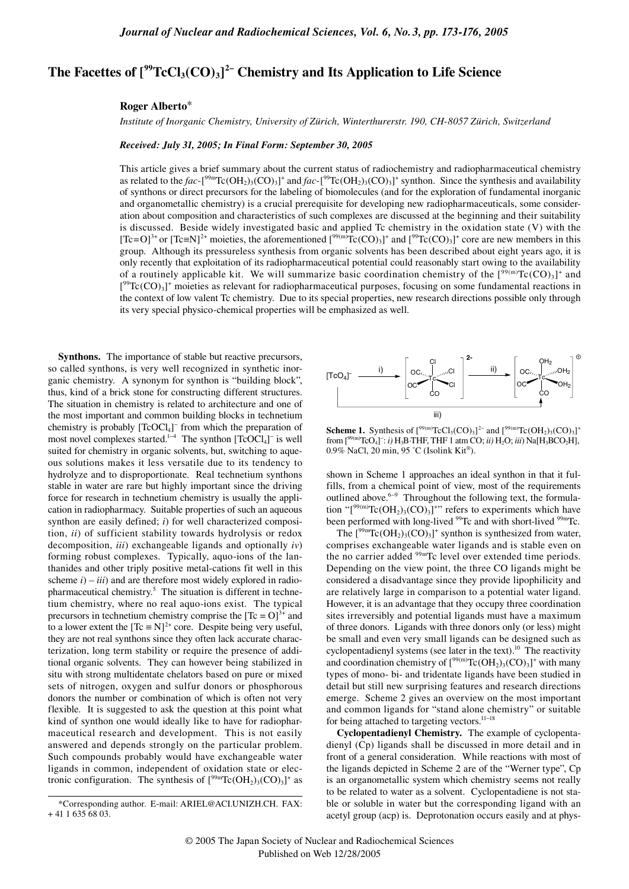# The Facettes of $[^{99}TcCl_3(CO)_3]^{2-}$ Chemistry and Its Application to Life Science

**Roger Alberto***

*Institute of Inorganic Chemistry, University of Zürich, Winterthurerstr. 190, CH-8057 Zürich, Switzerland*

***Received: July 31, 2005; In Final Form: September 30, 2005***

This article gives a brief summary about the current status of radiochemistry and radiopharmaceutical chemistry as related to the *fac*-$[^{99m}Tc(OH_2)_3(CO)_3]^+$ and *fac*-$[^{99}Tc(OH_2)_3(CO)_3]^+$ synthon. Since the synthesis and availability of synthons or direct precursors for the labeling of biomolecules (and for the exploration of fundamental inorganic and organometallic chemistry) is a crucial prerequisite for developing new radiopharmaceuticals, some consideration about composition and characteristics of such complexes are discussed at the beginning and their suitability is discussed. Beside widely investigated basic and applied Tc chemistry in the oxidation state (V) with the $[Tc{=}O]^{3+}$ or $[Tc{\equiv}N]^{2+}$ moieties, the aforementioned $[^{99(m)}Tc(CO)_3]^+$ and $[^{99}Tc(CO)_3]^+$ core are new members in this group. Although its pressureless synthesis from organic solvents has been described about eight years ago, it is only recently that exploitation of its radiopharmaceutical potential could reasonably start owing to the availability of a routinely applicable kit. We will summarize basic coordination chemistry of the $[^{99(m)}Tc(CO)_3]^+$ and $[^{99}Tc(CO)_3]^+$ moieties as relevant for radiopharmaceutical purposes, focusing on some fundamental reactions in the context of low valent Tc chemistry. Due to its special properties, new research directions possible only through its very special physico-chemical properties will be emphasized as well.

**Synthons.** The importance of stable but reactive precursors, so called synthons, is very well recognized in synthetic inorganic chemistry. A synonym for synthon is "building block", thus, kind of a brick stone for constructing different structures. The situation in chemistry is related to architecture and one of the most important and common building blocks in technetium chemistry is probably $[TcOCl_4]^-$ from which the preparation of most novel complexes started.[1–4] The synthon $[TcOCl_4]^-$ is well suited for chemistry in organic solvents, but, switching to aqueous solutions makes it less versatile due to its tendency to hydrolyze and to disproportionate. Real technetium synthons stable in water are rare but highly important since the driving force for research in technetium chemistry is usually the application in radiopharmacy. Suitable properties of such an aqueous synthon are easily defined; *i*) for well characterized composition, *ii*) of sufficient stability towards hydrolysis or redox decomposition, *iii*) exchangeable ligands and optionally *iv*) forming robust complexes. Typically, aquo-ions of the lanthanides and other triply positive metal-cations fit well in this scheme *i*) – *iii*) and are therefore most widely explored in radiopharmaceutical chemistry.[5] The situation is different in technetium chemistry, where no real aquo-ions exist. The typical precursors in technetium chemistry comprise the $[Tc = O]^{3+}$ and to a lower extent the $[Tc \equiv N]^{2+}$ core. Despite being very useful, they are not real synthons since they often lack accurate characterization, long term stability or require the presence of additional organic solvents. They can however being stabilized in situ with strong multidentate chelators based on pure or mixed sets of nitrogen, oxygen and sulfur donors or phosphorous donors the number or combination of which is often not very flexible. It is suggested to ask the question at this point what kind of synthon one would ideally like to have for radiopharmaceutical research and development. This is not easily answered and depends strongly on the particular problem. Such compounds probably would have exchangeable water ligands in common, independent of oxidation state or electronic configuration. The synthesis of $[^{99m}Tc(OH_2)_3(CO)_3]^+$ as shown in Scheme 1 approaches an ideal synthon in that it fulfills, from a chemical point of view, most of the requirements outlined above.[6–9] Throughout the following text, the formulation "$[^{99(m)}Tc(OH_2)_3(CO)_3]^+$" refers to experiments which have been performed with long-lived $^{99}Tc$ and with short-lived $^{99m}Tc$.

$[TcO_4]^-$ — i) → $[TcCl_3(CO)_3]^{2-}$ — ii) → $[Tc(OH_2)_3(CO)_3]^+$; $[TcO_4]^-$ — iii) → $[Tc(OH_2)_3(CO)_3]^+$

**Scheme 1.** Synthesis of $[^{99(m)}TcCl_3(CO)_3]^{2-}$ and $[^{99(m)}Tc(OH_2)_3(CO)_3]^+$ from $[^{99(m)}TcO_4]^-$: *i)* $H_3B{\cdot}THF$, THF 1 atm CO; *ii)* $H_2O$; *iii)* $Na[H_3BCO_2H]$, 0.9% NaCl, 20 min, 95 °C (Isolink Kit®).

The $[^{99m}Tc(OH_2)_3(CO)_3]^+$ synthon is synthesized from water, comprises exchangeable water ligands and is stable even on the no carrier added $^{99m}Tc$ level over extended time periods. Depending on the view point, the three CO ligands might be considered a disadvantage since they provide lipophilicity and are relatively large in comparison to a potential water ligand. However, it is an advantage that they occupy three coordination sites irreversibly and potential ligands must have a maximum of three donors. Ligands with three donors only (or less) might be small and even very small ligands can be designed such as cyclopentadienyl systems (see later in the text).[10] The reactivity and coordination chemistry of $[^{99(m)}Tc(OH_2)_3(CO)_3]^+$ with many types of mono- bi- and tridentate ligands have been studied in detail but still new surprising features and research directions emerge. Scheme 2 gives an overview on the most important and common ligands for "stand alone chemistry" or suitable for being attached to targeting vectors.[11–18]

**Cyclopentadienyl Chemistry.** The example of cyclopentadienyl (Cp) ligands shall be discussed in more detail and in front of a general consideration. While reactions with most of the ligands depicted in Scheme 2 are of the "Werner type", Cp is an organometallic system which chemistry seems not really to be related to water as a solvent. Cyclopentadiene is not stable or soluble in water but the corresponding ligand with an acetyl group (acp) is. Deprotonation occurs easily and at phys-

*Corresponding author. E-mail: ARIEL@ACI.UNIZH.CH. FAX: + 41 1 635 68 03.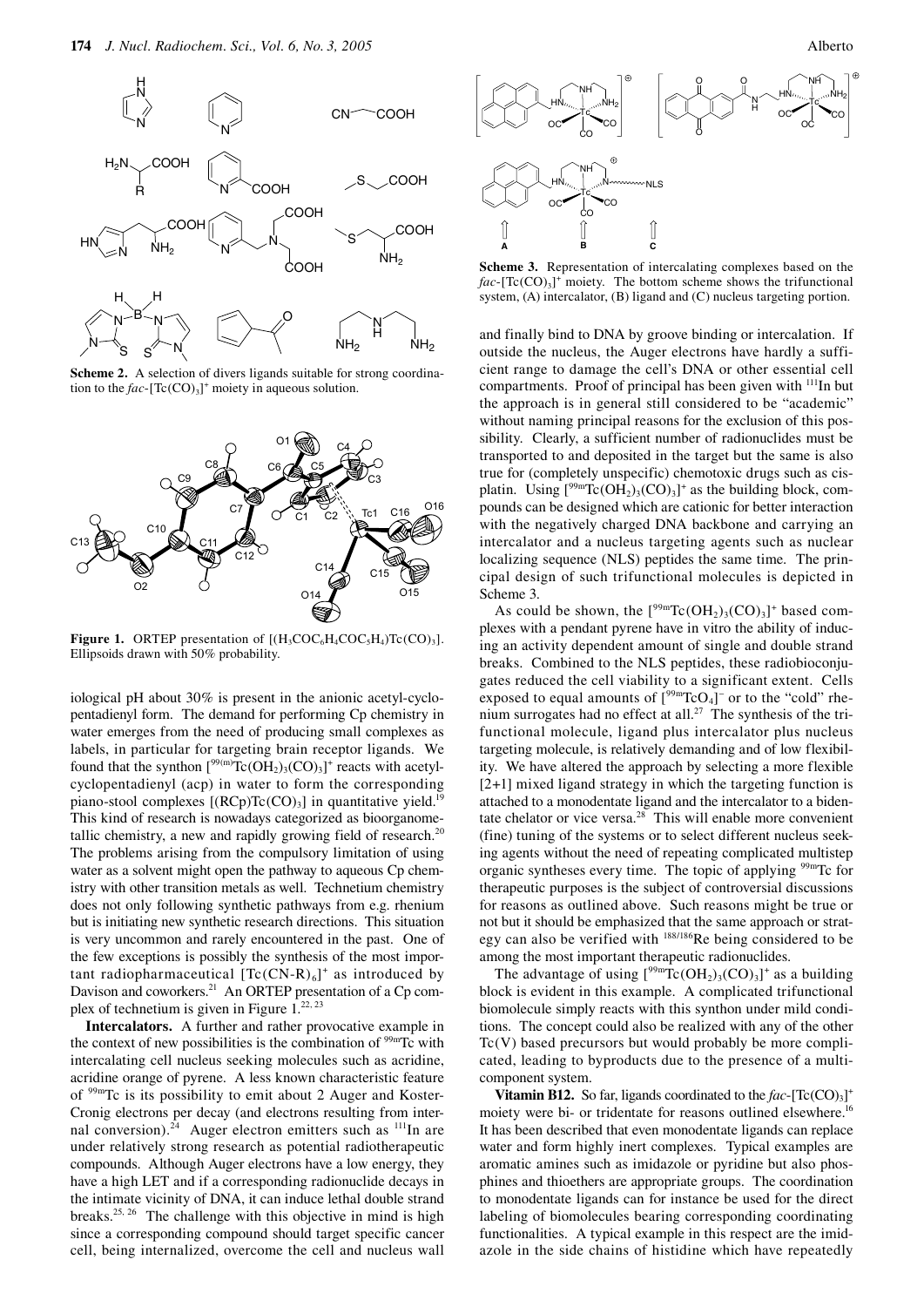**Scheme 2.** A selection of divers ligands suitable for strong coordination to the *fac*-$[Tc(CO)_3]^+$ moiety in aqueous solution.

**Figure 1.** ORTEP presentation of $[(H_3COC_6H_4COC_5H_4)Tc(CO)_3]$. Ellipsoids drawn with 50% probability.

iological pH about 30% is present in the anionic acetyl-cyclopentadienyl form. The demand for performing Cp chemistry in water emerges from the need of producing small complexes as labels, in particular for targeting brain receptor ligands. We found that the synthon $[^{99(m)}Tc(OH_2)_3(CO)_3]^+$ reacts with acetylcyclopentadienyl (acp) in water to form the corresponding piano-stool complexes $[(RCp)Tc(CO)_3]$ in quantitative yield.[19] This kind of research is nowadays categorized as bioorganometallic chemistry, a new and rapidly growing field of research.[20] The problems arising from the compulsory limitation of using water as a solvent might open the pathway to aqueous Cp chemistry with other transition metals as well. Technetium chemistry does not only following synthetic pathways from e.g. rhenium but is initiating new synthetic research directions. This situation is very uncommon and rarely encountered in the past. One of the few exceptions is possibly the synthesis of the most important radiopharmaceutical $[Tc(CN\text{-}R)_6]^+$ as introduced by Davison and coworkers.[21] An ORTEP presentation of a Cp complex of technetium is given in Figure 1.[22, 23]

**Intercalators.** A further and rather provocative example in the context of new possibilities is the combination of $^{99m}$Tc with intercalating cell nucleus seeking molecules such as acridine, acridine orange of pyrene. A less known characteristic feature of $^{99m}$Tc is its possibility to emit about 2 Auger and Koster-Cronig electrons per decay (and electrons resulting from internal conversion).[24] Auger electron emitters such as $^{111}$In are under relatively strong research as potential radiotherapeutic compounds. Although Auger electrons have a low energy, they have a high LET and if a corresponding radionuclide decays in the intimate vicinity of DNA, it can induce lethal double strand breaks.[25, 26] The challenge with this objective in mind is high since a corresponding compound should target specific cancer cell, being internalized, overcome the cell and nucleus wall and finally bind to DNA by groove binding or intercalation. If outside the nucleus, the Auger electrons have hardly a sufficient range to damage the cell's DNA or other essential cell compartments. Proof of principal has been given with $^{111}$In but the approach is in general still considered to be "academic" without naming principal reasons for the exclusion of this possibility. Clearly, a sufficient number of radionuclides must be transported to and deposited in the target but the same is also true for (completely unspecific) chemotoxic drugs such as cisplatin. Using $[^{99m}Tc(OH_2)_3(CO)_3]^+$ as the building block, compounds can be designed which are cationic for better interaction with the negatively charged DNA backbone and carrying an intercalator and a nucleus targeting agents such as nuclear localizing sequence (NLS) peptides the same time. The principal design of such trifunctional molecules is depicted in Scheme 3.

**Scheme 3.** Representation of intercalating complexes based on the *fac*-$[Tc(CO)_3]^+$ moiety. The bottom scheme shows the trifunctional system, (A) intercalator, (B) ligand and (C) nucleus targeting portion.

As could be shown, the $[^{99m}Tc(OH_2)_3(CO)_3]^+$ based complexes with a pendant pyrene have in vitro the ability of inducing an activity dependent amount of single and double strand breaks. Combined to the NLS peptides, these radiobioconjugates reduced the cell viability to a significant extent. Cells exposed to equal amounts of $[^{99m}TcO_4]^-$ or to the "cold" rhenium surrogates had no effect at all.[27] The synthesis of the trifunctional molecule, ligand plus intercalator plus nucleus targeting molecule, is relatively demanding and of low flexibility. We have altered the approach by selecting a more flexible [2+1] mixed ligand strategy in which the targeting function is attached to a monodentate ligand and the intercalator to a bidentate chelator or vice versa.[28] This will enable more convenient (fine) tuning of the systems or to select different nucleus seeking agents without the need of repeating complicated multistep organic syntheses every time. The topic of applying $^{99m}$Tc for therapeutic purposes is the subject of controversial discussions for reasons as outlined above. Such reasons might be true or not but it should be emphasized that the same approach or strategy can also be verified with $^{188/186}$Re being considered to be among the most important therapeutic radionuclides.

The advantage of using $[^{99m}Tc(OH_2)_3(CO)_3]^+$ as a building block is evident in this example. A complicated trifunctional biomolecule simply reacts with this synthon under mild conditions. The concept could also be realized with any of the other Tc(V) based precursors but would probably be more complicated, leading to byproducts due to the presence of a multicomponent system.

**Vitamin B12.** So far, ligands coordinated to the *fac*-$[Tc(CO)_3]^+$ moiety were bi- or tridentate for reasons outlined elsewhere.[16] It has been described that even monodentate ligands can replace water and form highly inert complexes. Typical examples are aromatic amines such as imidazole or pyridine but also phosphines and thioethers are appropriate groups. The coordination to monodentate ligands can for instance be used for the direct labeling of biomolecules bearing corresponding coordinating functionalities. A typical example in this respect are the imidazole in the side chains of histidine which have repeatedly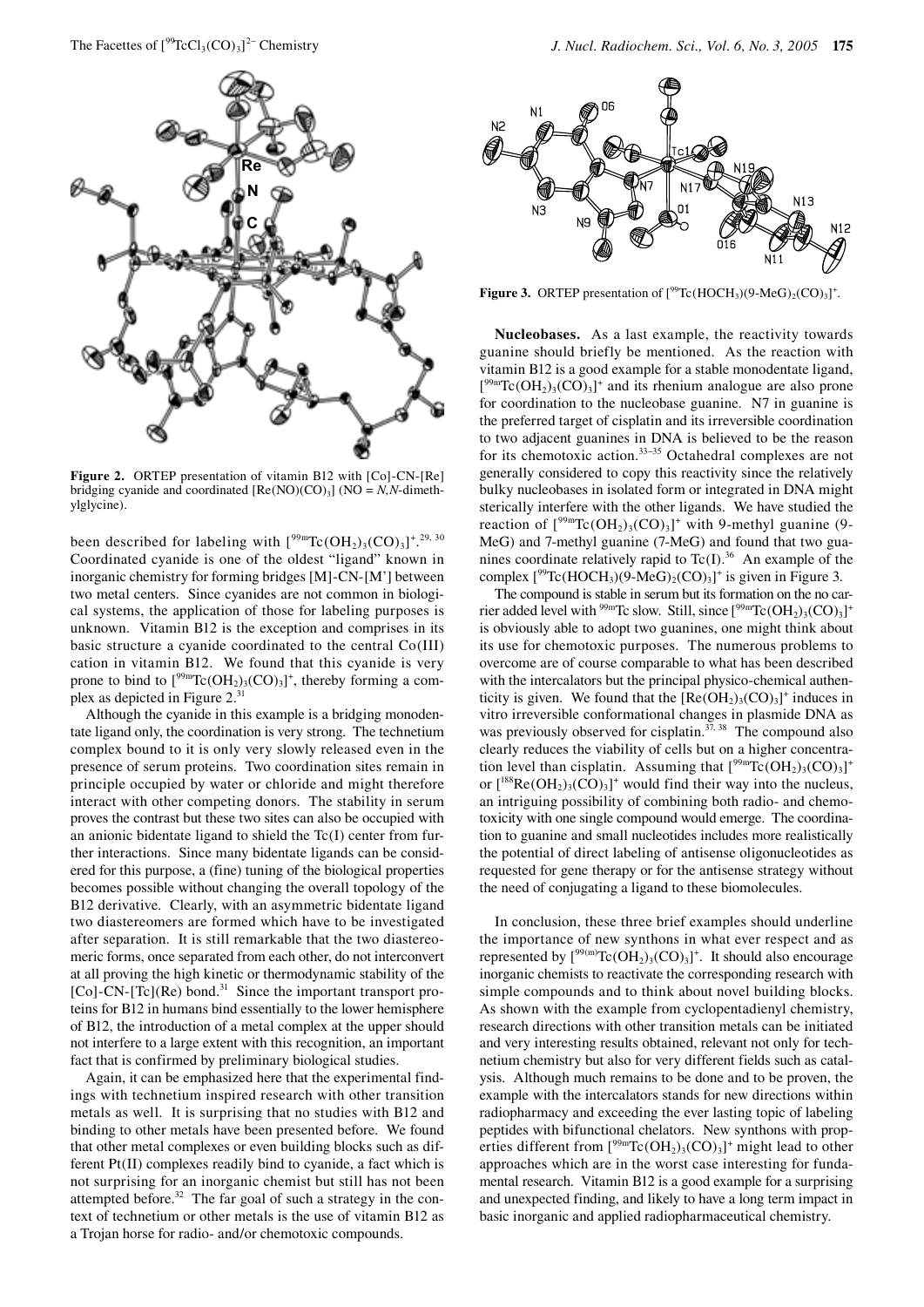**Figure 2.** ORTEP presentation of vitamin B12 with [Co]-CN-[Re] bridging cyanide and coordinated $[Re(NO)(CO)_3]$ (NO = *N,N*-dimethylglycine).

been described for labeling with $[^{99m}Tc(OH_2)_3(CO)_3]^+$.[29, 30] Coordinated cyanide is one of the oldest "ligand" known in inorganic chemistry for forming bridges [M]-CN-[M'] between two metal centers. Since cyanides are not common in biological systems, the application of those for labeling purposes is unknown. Vitamin B12 is the exception and comprises in its basic structure a cyanide coordinated to the central Co(III) cation in vitamin B12. We found that this cyanide is very prone to bind to $[^{99m}Tc(OH_2)_3(CO)_3]^+$, thereby forming a complex as depicted in Figure 2.[31]

Although the cyanide in this example is a bridging monodentate ligand only, the coordination is very strong. The technetium complex bound to it is only very slowly released even in the presence of serum proteins. Two coordination sites remain in principle occupied by water or chloride and might therefore interact with other competing donors. The stability in serum proves the contrast but these two sites can also be occupied with an anionic bidentate ligand to shield the Tc(I) center from further interactions. Since many bidentate ligands can be considered for this purpose, a (fine) tuning of the biological properties becomes possible without changing the overall topology of the B12 derivative. Clearly, with an asymmetric bidentate ligand two diastereomers are formed which have to be investigated after separation. It is still remarkable that the two diastereomeric forms, once separated from each other, do not interconvert at all proving the high kinetic or thermodynamic stability of the [Co]-CN-[Tc](Re) bond.[31] Since the important transport proteins for B12 in humans bind essentially to the lower hemisphere of B12, the introduction of a metal complex at the upper should not interfere to a large extent with this recognition, an important fact that is confirmed by preliminary biological studies.

Again, it can be emphasized here that the experimental findings with technetium inspired research with other transition metals as well. It is surprising that no studies with B12 and binding to other metals have been presented before. We found that other metal complexes or even building blocks such as different Pt(II) complexes readily bind to cyanide, a fact which is not surprising for an inorganic chemist but still has not been attempted before.[32] The far goal of such a strategy in the context of technetium or other metals is the use of vitamin B12 as a Trojan horse for radio- and/or chemotoxic compounds.

**Figure 3.** ORTEP presentation of $[^{99}Tc(HOCH_3)(9\text{-MeG})_2(CO)_3]^+$.

**Nucleobases.** As a last example, the reactivity towards guanine should briefly be mentioned. As the reaction with vitamin B12 is a good example for a stable monodentate ligand, $[^{99m}Tc(OH_2)_3(CO)_3]^+$ and its rhenium analogue are also prone for coordination to the nucleobase guanine. N7 in guanine is the preferred target of cisplatin and its irreversible coordination to two adjacent guanines in DNA is believed to be the reason for its chemotoxic action.[33–35] Octahedral complexes are not generally considered to copy this reactivity since the relatively bulky nucleobases in isolated form or integrated in DNA might sterically interfere with the other ligands. We have studied the reaction of $[^{99m}Tc(OH_2)_3(CO)_3]^+$ with 9-methyl guanine (9-MeG) and 7-methyl guanine (7-MeG) and found that two guanines coordinate relatively rapid to Tc(I).[36] An example of the complex $[^{99}Tc(HOCH_3)(9\text{-MeG})_2(CO)_3]^+$ is given in Figure 3.

The compound is stable in serum but its formation on the no carrier added level with $^{99m}$Tc slow. Still, since $[^{99m}Tc(OH_2)_3(CO)_3]^+$ is obviously able to adopt two guanines, one might think about its use for chemotoxic purposes. The numerous problems to overcome are of course comparable to what has been described with the intercalators but the principal physico-chemical authenticity is given. We found that the $[Re(OH_2)_3(CO)_3]^+$ induces in vitro irreversible conformational changes in plasmide DNA as was previously observed for cisplatin.[37, 38] The compound also clearly reduces the viability of cells but on a higher concentration level than cisplatin. Assuming that $[^{99m}Tc(OH_2)_3(CO)_3]^+$ or $[^{188}Re(OH_2)_3(CO)_3]^+$ would find their way into the nucleus, an intriguing possibility of combining both radio- and chemotoxicity with one single compound would emerge. The coordination to guanine and small nucleotides includes more realistically the potential of direct labeling of antisense oligonucleotides as requested for gene therapy or for the antisense strategy without the need of conjugating a ligand to these biomolecules.

In conclusion, these three brief examples should underline the importance of new synthons in what ever respect and as represented by $[^{99(m)}Tc(OH_2)_3(CO)_3]^+$. It should also encourage inorganic chemists to reactivate the corresponding research with simple compounds and to think about novel building blocks. As shown with the example from cyclopentadienyl chemistry, research directions with other transition metals can be initiated and very interesting results obtained, relevant not only for technetium chemistry but also for very different fields such as catalysis. Although much remains to be done and to be proven, the example with the intercalators stands for new directions within radiopharmacy and exceeding the ever lasting topic of labeling peptides with bifunctional chelators. New synthons with properties different from $[^{99m}Tc(OH_2)_3(CO)_3]^+$ might lead to other approaches which are in the worst case interesting for fundamental research. Vitamin B12 is a good example for a surprising and unexpected finding, and likely to have a long term impact in basic inorganic and applied radiopharmaceutical chemistry.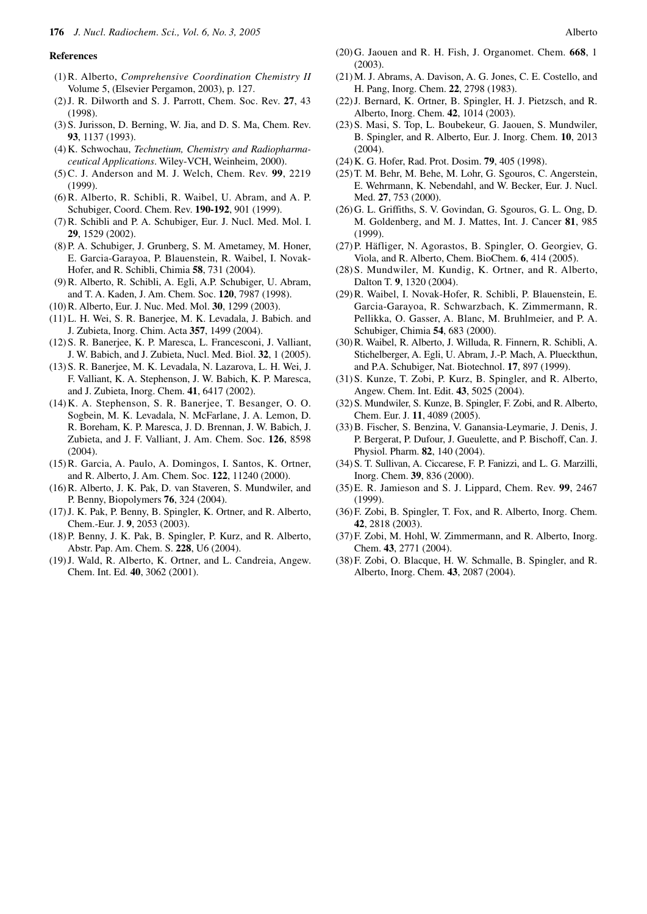## References

(1) R. Alberto, *Comprehensive Coordination Chemistry II* Volume 5, (Elsevier Pergamon, 2003), p. 127.

(2) J. R. Dilworth and S. J. Parrott, Chem. Soc. Rev. **27**, 43 (1998).

(3) S. Jurisson, D. Berning, W. Jia, and D. S. Ma, Chem. Rev. **93**, 1137 (1993).

(4) K. Schwochau, *Technetium, Chemistry and Radiopharmaceutical Applications*. Wiley-VCH, Weinheim, 2000).

(5) C. J. Anderson and M. J. Welch, Chem. Rev. **99**, 2219 (1999).

(6) R. Alberto, R. Schibli, R. Waibel, U. Abram, and A. P. Schubiger, Coord. Chem. Rev. **190-192**, 901 (1999).

(7) R. Schibli and P. A. Schubiger, Eur. J. Nucl. Med. Mol. I. **29**, 1529 (2002).

(8) P. A. Schubiger, J. Grunberg, S. M. Ametamey, M. Honer, E. Garcia-Garayoa, P. Blauenstein, R. Waibel, I. Novak-Hofer, and R. Schibli, Chimia **58**, 731 (2004).

(9) R. Alberto, R. Schibli, A. Egli, A.P. Schubiger, U. Abram, and T. A. Kaden, J. Am. Chem. Soc. **120**, 7987 (1998).

(10) R. Alberto, Eur. J. Nuc. Med. Mol. **30**, 1299 (2003).

(11) L. H. Wei, S. R. Banerjee, M. K. Levadala, J. Babich. and J. Zubieta, Inorg. Chim. Acta **357**, 1499 (2004).

(12) S. R. Banerjee, K. P. Maresca, L. Francesconi, J. Valliant, J. W. Babich, and J. Zubieta, Nucl. Med. Biol. **32**, 1 (2005).

(13) S. R. Banerjee, M. K. Levadala, N. Lazarova, L. H. Wei, J. F. Valliant, K. A. Stephenson, J. W. Babich, K. P. Maresca, and J. Zubieta, Inorg. Chem. **41**, 6417 (2002).

(14) K. A. Stephenson, S. R. Banerjee, T. Besanger, O. O. Sogbein, M. K. Levadala, N. McFarlane, J. A. Lemon, D. R. Boreham, K. P. Maresca, J. D. Brennan, J. W. Babich, J. Zubieta, and J. F. Valliant, J. Am. Chem. Soc. **126**, 8598 (2004).

(15) R. Garcia, A. Paulo, A. Domingos, I. Santos, K. Ortner, and R. Alberto, J. Am. Chem. Soc. **122**, 11240 (2000).

(16) R. Alberto, J. K. Pak, D. van Staveren, S. Mundwiler, and P. Benny, Biopolymers **76**, 324 (2004).

(17) J. K. Pak, P. Benny, B. Spingler, K. Ortner, and R. Alberto, Chem.-Eur. J. **9**, 2053 (2003).

(18) P. Benny, J. K. Pak, B. Spingler, P. Kurz, and R. Alberto, Abstr. Pap. Am. Chem. S. **228**, U6 (2004).

(19) J. Wald, R. Alberto, K. Ortner, and L. Candreia, Angew. Chem. Int. Ed. **40**, 3062 (2001).

(20) G. Jaouen and R. H. Fish, J. Organomet. Chem. **668**, 1 (2003).

(21) M. J. Abrams, A. Davison, A. G. Jones, C. E. Costello, and H. Pang, Inorg. Chem. **22**, 2798 (1983).

(22) J. Bernard, K. Ortner, B. Spingler, H. J. Pietzsch, and R. Alberto, Inorg. Chem. **42**, 1014 (2003).

(23) S. Masi, S. Top, L. Boubekeur, G. Jaouen, S. Mundwiler, B. Spingler, and R. Alberto, Eur. J. Inorg. Chem. **10**, 2013 (2004).

(24) K. G. Hofer, Rad. Prot. Dosim. **79**, 405 (1998).

(25) T. M. Behr, M. Behe, M. Lohr, G. Sgouros, C. Angerstein, E. Wehrmann, K. Nebendahl, and W. Becker, Eur. J. Nucl. Med. **27**, 753 (2000).

(26) G. L. Griffiths, S. V. Govindan, G. Sgouros, G. L. Ong, D. M. Goldenberg, and M. J. Mattes, Int. J. Cancer **81**, 985 (1999).

(27) P. Häfliger, N. Agorastos, B. Spingler, O. Georgiev, G. Viola, and R. Alberto, Chem. BioChem. **6**, 414 (2005).

(28) S. Mundwiler, M. Kundig, K. Ortner, and R. Alberto, Dalton T. **9**, 1320 (2004).

(29) R. Waibel, I. Novak-Hofer, R. Schibli, P. Blauenstein, E. Garcia-Garayoa, R. Schwarzbach, K. Zimmermann, R. Pellikka, O. Gasser, A. Blanc, M. Bruhlmeier, and P. A. Schubiger, Chimia **54**, 683 (2000).

(30) R. Waibel, R. Alberto, J. Willuda, R. Finnern, R. Schibli, A. Stichelberger, A. Egli, U. Abram, J.-P. Mach, A. Plueckthun, and P.A. Schubiger, Nat. Biotechnol. **17**, 897 (1999).

(31) S. Kunze, T. Zobi, P. Kurz, B. Spingler, and R. Alberto, Angew. Chem. Int. Edit. **43**, 5025 (2004).

(32) S. Mundwiler, S. Kunze, B. Spingler, F. Zobi, and R. Alberto, Chem. Eur. J. **11**, 4089 (2005).

(33) B. Fischer, S. Benzina, V. Ganansia-Leymarie, J. Denis, J. P. Bergerat, P. Dufour, J. Gueulette, and P. Bischoff, Can. J. Physiol. Pharm. **82**, 140 (2004).

(34) S. T. Sullivan, A. Ciccarese, F. P. Fanizzi, and L. G. Marzilli, Inorg. Chem. **39**, 836 (2000).

(35) E. R. Jamieson and S. J. Lippard, Chem. Rev. **99**, 2467 (1999).

(36) F. Zobi, B. Spingler, T. Fox, and R. Alberto, Inorg. Chem. **42**, 2818 (2003).

(37) F. Zobi, M. Hohl, W. Zimmermann, and R. Alberto, Inorg. Chem. **43**, 2771 (2004).

(38) F. Zobi, O. Blacque, H. W. Schmalle, B. Spingler, and R. Alberto, Inorg. Chem. **43**, 2087 (2004).